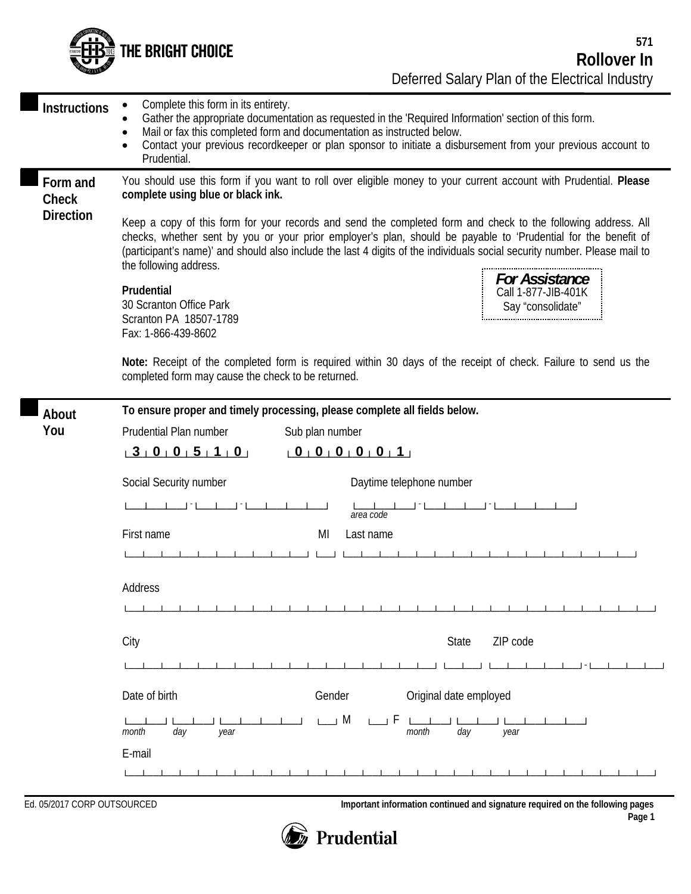THE BRIGHT CHOICE

571

# Rollover In

Deferred Salary Plan of the Electrical Industry

## Instructions

- Complete this form in its entirety.
- Gather the appropriate documentation as requested in the 'Required Information' section of this form.
- Mail or fax this completed form and documentation as instructed below.
- Contact your previous recordkeeper or plan sponsor to initiate a disbursement from your previous account to Prudential.

## Form and Check Direction

You should use this form if you want to roll over eligible money to your current account with Prudential. **Please complete using blue or black ink.**

Keep a copy of this form for your records and send the completed form and check to the following address. All checks, whether sent by you or your prior employer's plan, should be payable to 'Prudential for the benefit of (participant's name)' and should also include the last 4 digits of the individuals social security number. Please mail to the following address.

**Prudential**
30 Scranton Office Park
Scranton PA 18507-1789
Fax: 1-866-439-8602

***For Assistance***
Call 1-877-JIB-401K
Say "consolidate"

**Note:** Receipt of the completed form is required within 30 days of the receipt of check. Failure to send us the completed form may cause the check to be returned.

## About You

**To ensure proper and timely processing, please complete all fields below.**

Prudential Plan number: 3 0 0 5 1 0

Sub plan number: 0 0 0 0 0 1

Social Security number: ___ - __ - ____

Daytime telephone number: ___ - ___ - ____ (area code)

First name: __________ MI: __ Last name: __________

Address: __________

City: __________ State: __ ZIP code: _____ - ____

Date of birth: ___ ___ ___ (month day year)

Gender: ☐ M ☐ F

Original date employed: ___ ___ ___ (month day year)

E-mail: __________

Ed. 05/2017 CORP OUTSOURCED

**Important information continued and signature required on the following pages**

Prudential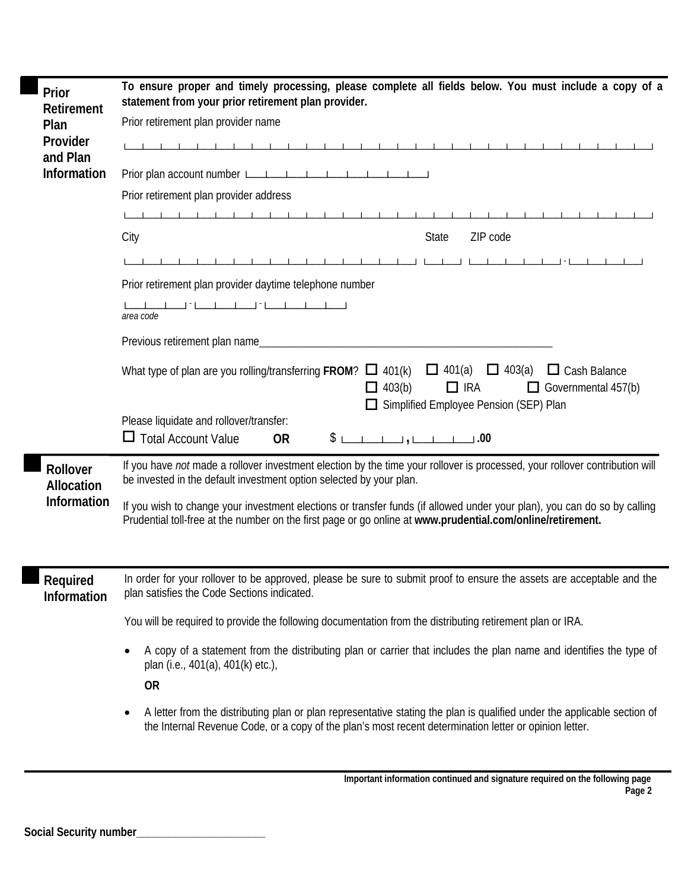## Prior Retirement Plan Provider and Plan Information

**To ensure proper and timely processing, please complete all fields below. You must include a copy of a statement from your prior retirement plan provider.**

Prior retirement plan provider name

Prior plan account number

Prior retirement plan provider address

City　　State　　ZIP code

Prior retirement plan provider daytime telephone number

*area code*

Previous retirement plan name_______________________________________________

What type of plan are you rolling/transferring **FROM**?

- ☐ 401(k)
- ☐ 401(a)
- ☐ 403(a)
- ☐ Cash Balance
- ☐ 403(b)
- ☐ IRA
- ☐ Governmental 457(b)
- ☐ Simplified Employee Pension (SEP) Plan

Please liquidate and rollover/transfer:

☐ Total Account Value　　**OR**　　$ ____ , ____ **.00**

## Rollover Allocation Information

If you have *not* made a rollover investment election by the time your rollover is processed, your rollover contribution will be invested in the default investment option selected by your plan.

If you wish to change your investment elections or transfer funds (if allowed under your plan), you can do so by calling Prudential toll-free at the number on the first page or go online at **www.prudential.com/online/retirement.**

## Required Information

In order for your rollover to be approved, please be sure to submit proof to ensure the assets are acceptable and the plan satisfies the Code Sections indicated.

You will be required to provide the following documentation from the distributing retirement plan or IRA.

- A copy of a statement from the distributing plan or carrier that includes the plan name and identifies the type of plan (i.e., 401(a), 401(k) etc.),

  **OR**

- A letter from the distributing plan or plan representative stating the plan is qualified under the applicable section of the Internal Revenue Code, or a copy of the plan's most recent determination letter or opinion letter.

**Important information continued and signature required on the following page**

**Social Security number**______________________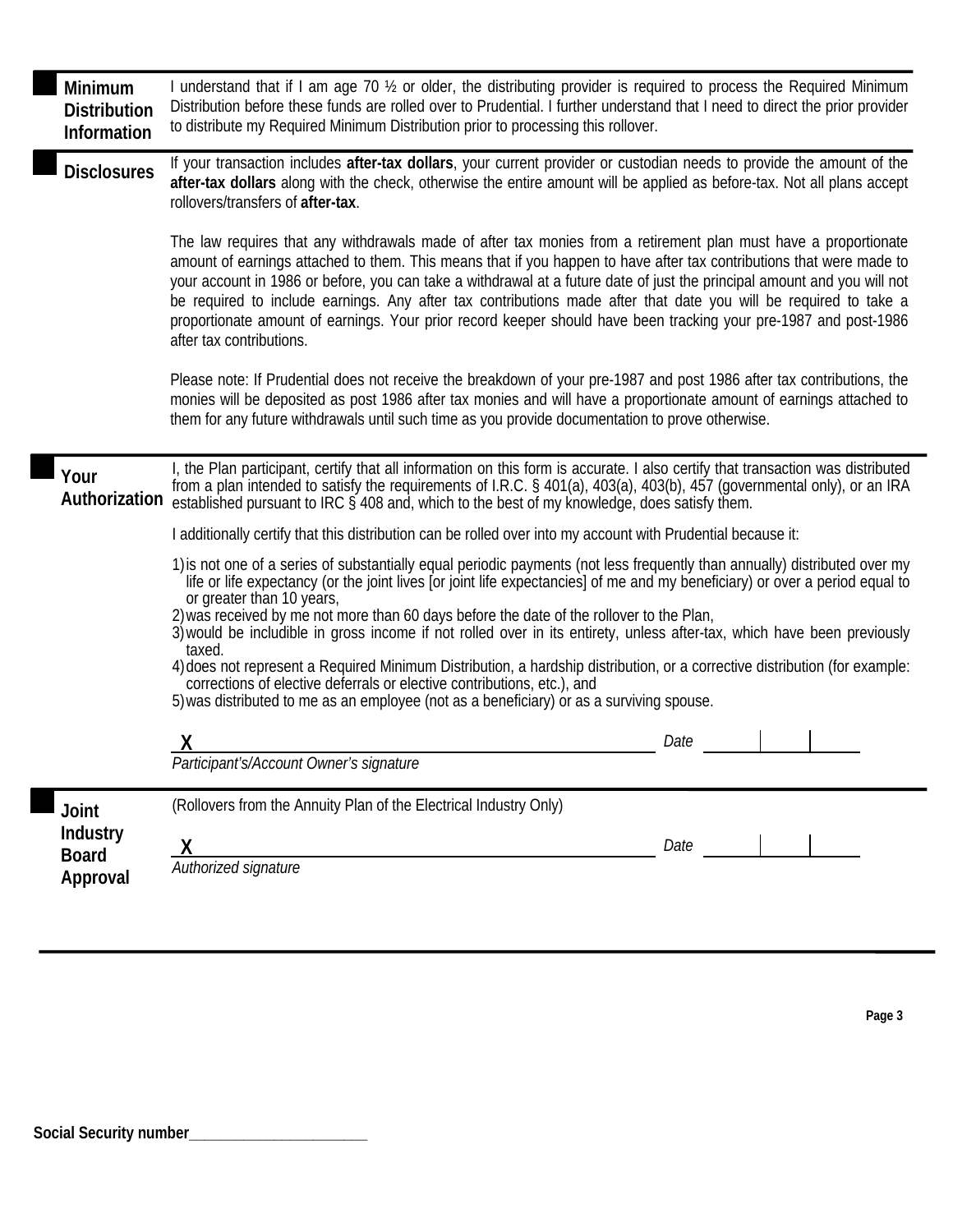## Minimum Distribution Information

I understand that if I am age 70 ½ or older, the distributing provider is required to process the Required Minimum Distribution before these funds are rolled over to Prudential. I further understand that I need to direct the prior provider to distribute my Required Minimum Distribution prior to processing this rollover.

## Disclosures

If your transaction includes **after-tax dollars**, your current provider or custodian needs to provide the amount of the **after-tax dollars** along with the check, otherwise the entire amount will be applied as before-tax. Not all plans accept rollovers/transfers of **after-tax**.

The law requires that any withdrawals made of after tax monies from a retirement plan must have a proportionate amount of earnings attached to them. This means that if you happen to have after tax contributions that were made to your account in 1986 or before, you can take a withdrawal at a future date of just the principal amount and you will not be required to include earnings. Any after tax contributions made after that date you will be required to take a proportionate amount of earnings. Your prior record keeper should have been tracking your pre-1987 and post-1986 after tax contributions.

Please note: If Prudential does not receive the breakdown of your pre-1987 and post 1986 after tax contributions, the monies will be deposited as post 1986 after tax monies and will have a proportionate amount of earnings attached to them for any future withdrawals until such time as you provide documentation to prove otherwise.

## Your Authorization

I, the Plan participant, certify that all information on this form is accurate. I also certify that transaction was distributed from a plan intended to satisfy the requirements of I.R.C. § 401(a), 403(a), 403(b), 457 (governmental only), or an IRA established pursuant to IRC § 408 and, which to the best of my knowledge, does satisfy them.

I additionally certify that this distribution can be rolled over into my account with Prudential because it:

1) is not one of a series of substantially equal periodic payments (not less frequently than annually) distributed over my life or life expectancy (or the joint lives [or joint life expectancies] of me and my beneficiary) or over a period equal to or greater than 10 years,
2) was received by me not more than 60 days before the date of the rollover to the Plan,
3) would be includible in gross income if not rolled over in its entirety, unless after-tax, which have been previously taxed.
4) does not represent a Required Minimum Distribution, a hardship distribution, or a corrective distribution (for example: corrections of elective deferrals or elective contributions, etc.), and
5) was distributed to me as an employee (not as a beneficiary) or as a surviving spouse.

X______________________________________ *Date* ____|____|____

*Participant's/Account Owner's signature*

## Joint Industry Board Approval

(Rollovers from the Annuity Plan of the Electrical Industry Only)

X______________________________________ *Date* ____|____|____

*Authorized signature*

**Social Security number**______________________